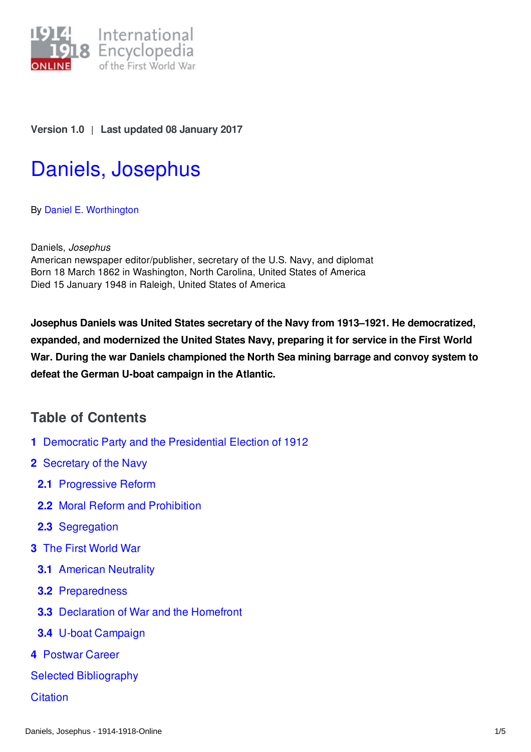Version 1.0 | Last updated 08 January 2017

# Daniels, Josephus

By Daniel E. Worthington

Daniels, *Josephus*
American newspaper editor/publisher, secretary of the U.S. Navy, and diplomat
Born 18 March 1862 in Washington, North Carolina, United States of America
Died 15 January 1948 in Raleigh, United States of America

**Josephus Daniels was United States secretary of the Navy from 1913–1921. He democratized, expanded, and modernized the United States Navy, preparing it for service in the First World War. During the war Daniels championed the North Sea mining barrage and convoy system to defeat the German U-boat campaign in the Atlantic.**

## Table of Contents

**1** Democratic Party and the Presidential Election of 1912

**2** Secretary of the Navy

- **2.1** Progressive Reform
- **2.2** Moral Reform and Prohibition
- **2.3** Segregation

**3** The First World War

- **3.1** American Neutrality
- **3.2** Preparedness
- **3.3** Declaration of War and the Homefront
- **3.4** U-boat Campaign

**4** Postwar Career

Selected Bibliography

Citation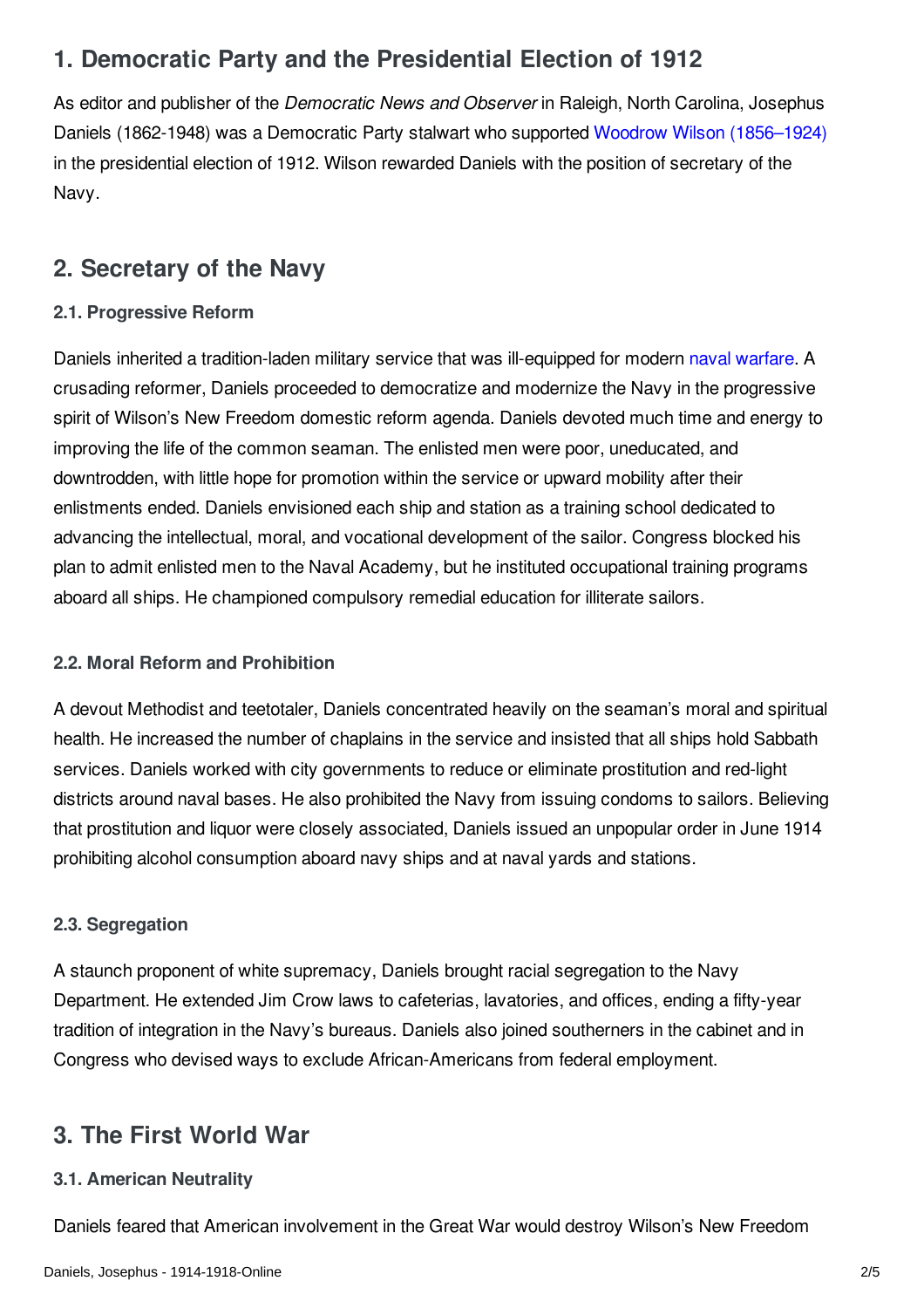## 1. Democratic Party and the Presidential Election of 1912

As editor and publisher of the *Democratic News and Observer* in Raleigh, North Carolina, Josephus Daniels (1862-1948) was a Democratic Party stalwart who supported Woodrow Wilson (1856–1924) in the presidential election of 1912. Wilson rewarded Daniels with the position of secretary of the Navy.

## 2. Secretary of the Navy

### 2.1. Progressive Reform

Daniels inherited a tradition-laden military service that was ill-equipped for modern naval warfare. A crusading reformer, Daniels proceeded to democratize and modernize the Navy in the progressive spirit of Wilson's New Freedom domestic reform agenda. Daniels devoted much time and energy to improving the life of the common seaman. The enlisted men were poor, uneducated, and downtrodden, with little hope for promotion within the service or upward mobility after their enlistments ended. Daniels envisioned each ship and station as a training school dedicated to advancing the intellectual, moral, and vocational development of the sailor. Congress blocked his plan to admit enlisted men to the Naval Academy, but he instituted occupational training programs aboard all ships. He championed compulsory remedial education for illiterate sailors.

### 2.2. Moral Reform and Prohibition

A devout Methodist and teetotaler, Daniels concentrated heavily on the seaman's moral and spiritual health. He increased the number of chaplains in the service and insisted that all ships hold Sabbath services. Daniels worked with city governments to reduce or eliminate prostitution and red-light districts around naval bases. He also prohibited the Navy from issuing condoms to sailors. Believing that prostitution and liquor were closely associated, Daniels issued an unpopular order in June 1914 prohibiting alcohol consumption aboard navy ships and at naval yards and stations.

### 2.3. Segregation

A staunch proponent of white supremacy, Daniels brought racial segregation to the Navy Department. He extended Jim Crow laws to cafeterias, lavatories, and offices, ending a fifty-year tradition of integration in the Navy's bureaus. Daniels also joined southerners in the cabinet and in Congress who devised ways to exclude African-Americans from federal employment.

## 3. The First World War

### 3.1. American Neutrality

Daniels feared that American involvement in the Great War would destroy Wilson's New Freedom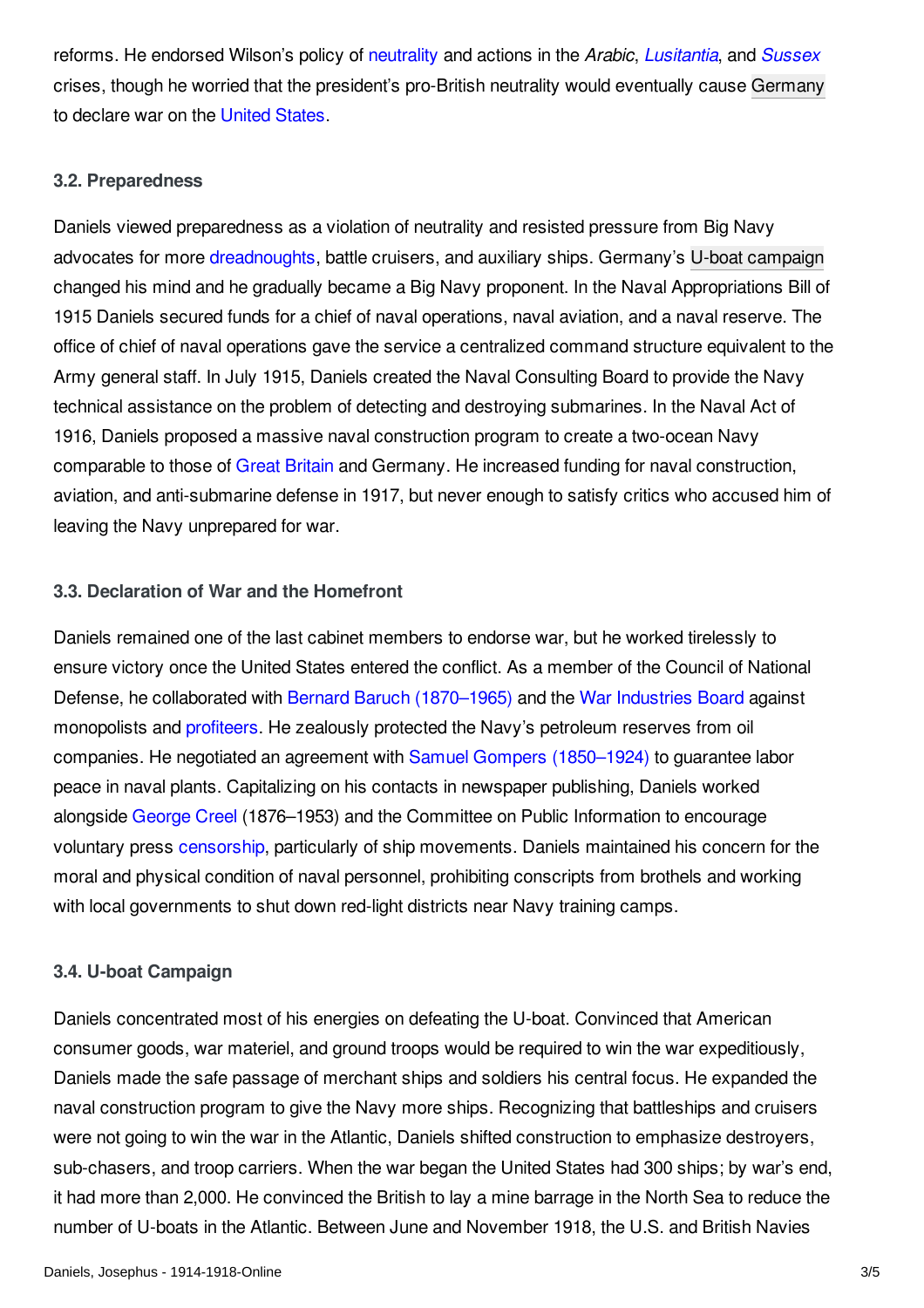reforms. He endorsed Wilson's policy of neutrality and actions in the *Arabic*, *Lusitantia*, and *Sussex* crises, though he worried that the president's pro-British neutrality would eventually cause Germany to declare war on the United States.

### 3.2. Preparedness

Daniels viewed preparedness as a violation of neutrality and resisted pressure from Big Navy advocates for more dreadnoughts, battle cruisers, and auxiliary ships. Germany's U-boat campaign changed his mind and he gradually became a Big Navy proponent. In the Naval Appropriations Bill of 1915 Daniels secured funds for a chief of naval operations, naval aviation, and a naval reserve. The office of chief of naval operations gave the service a centralized command structure equivalent to the Army general staff. In July 1915, Daniels created the Naval Consulting Board to provide the Navy technical assistance on the problem of detecting and destroying submarines. In the Naval Act of 1916, Daniels proposed a massive naval construction program to create a two-ocean Navy comparable to those of Great Britain and Germany. He increased funding for naval construction, aviation, and anti-submarine defense in 1917, but never enough to satisfy critics who accused him of leaving the Navy unprepared for war.

### 3.3. Declaration of War and the Homefront

Daniels remained one of the last cabinet members to endorse war, but he worked tirelessly to ensure victory once the United States entered the conflict. As a member of the Council of National Defense, he collaborated with Bernard Baruch (1870–1965) and the War Industries Board against monopolists and profiteers. He zealously protected the Navy's petroleum reserves from oil companies. He negotiated an agreement with Samuel Gompers (1850–1924) to guarantee labor peace in naval plants. Capitalizing on his contacts in newspaper publishing, Daniels worked alongside George Creel (1876–1953) and the Committee on Public Information to encourage voluntary press censorship, particularly of ship movements. Daniels maintained his concern for the moral and physical condition of naval personnel, prohibiting conscripts from brothels and working with local governments to shut down red-light districts near Navy training camps.

### 3.4. U-boat Campaign

Daniels concentrated most of his energies on defeating the U-boat. Convinced that American consumer goods, war materiel, and ground troops would be required to win the war expeditiously, Daniels made the safe passage of merchant ships and soldiers his central focus. He expanded the naval construction program to give the Navy more ships. Recognizing that battleships and cruisers were not going to win the war in the Atlantic, Daniels shifted construction to emphasize destroyers, sub-chasers, and troop carriers. When the war began the United States had 300 ships; by war's end, it had more than 2,000. He convinced the British to lay a mine barrage in the North Sea to reduce the number of U-boats in the Atlantic. Between June and November 1918, the U.S. and British Navies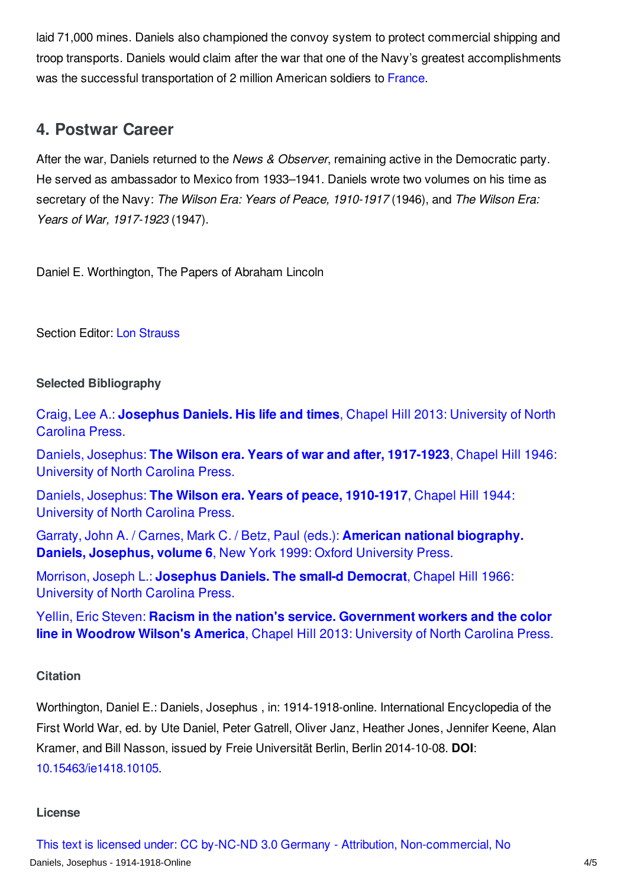laid 71,000 mines. Daniels also championed the convoy system to protect commercial shipping and troop transports. Daniels would claim after the war that one of the Navy's greatest accomplishments was the successful transportation of 2 million American soldiers to France.

## 4. Postwar Career

After the war, Daniels returned to the *News & Observer*, remaining active in the Democratic party. He served as ambassador to Mexico from 1933–1941. Daniels wrote two volumes on his time as secretary of the Navy: *The Wilson Era: Years of Peace, 1910-1917* (1946), and *The Wilson Era: Years of War, 1917-1923* (1947).

Daniel E. Worthington, The Papers of Abraham Lincoln

Section Editor: Lon Strauss

### Selected Bibliography

Craig, Lee A.: **Josephus Daniels. His life and times**, Chapel Hill 2013: University of North Carolina Press.

Daniels, Josephus: **The Wilson era. Years of war and after, 1917-1923**, Chapel Hill 1946: University of North Carolina Press.

Daniels, Josephus: **The Wilson era. Years of peace, 1910-1917**, Chapel Hill 1944: University of North Carolina Press.

Garraty, John A. / Carnes, Mark C. / Betz, Paul (eds.): **American national biography. Daniels, Josephus, volume 6**, New York 1999: Oxford University Press.

Morrison, Joseph L.: **Josephus Daniels. The small-d Democrat**, Chapel Hill 1966: University of North Carolina Press.

Yellin, Eric Steven: **Racism in the nation's service. Government workers and the color line in Woodrow Wilson's America**, Chapel Hill 2013: University of North Carolina Press.

### Citation

Worthington, Daniel E.: Daniels, Josephus , in: 1914-1918-online. International Encyclopedia of the First World War, ed. by Ute Daniel, Peter Gatrell, Oliver Janz, Heather Jones, Jennifer Keene, Alan Kramer, and Bill Nasson, issued by Freie Universität Berlin, Berlin 2014-10-08. **DOI**: 10.15463/ie1418.10105.

### License

This text is licensed under: CC by-NC-ND 3.0 Germany - Attribution, Non-commercial, No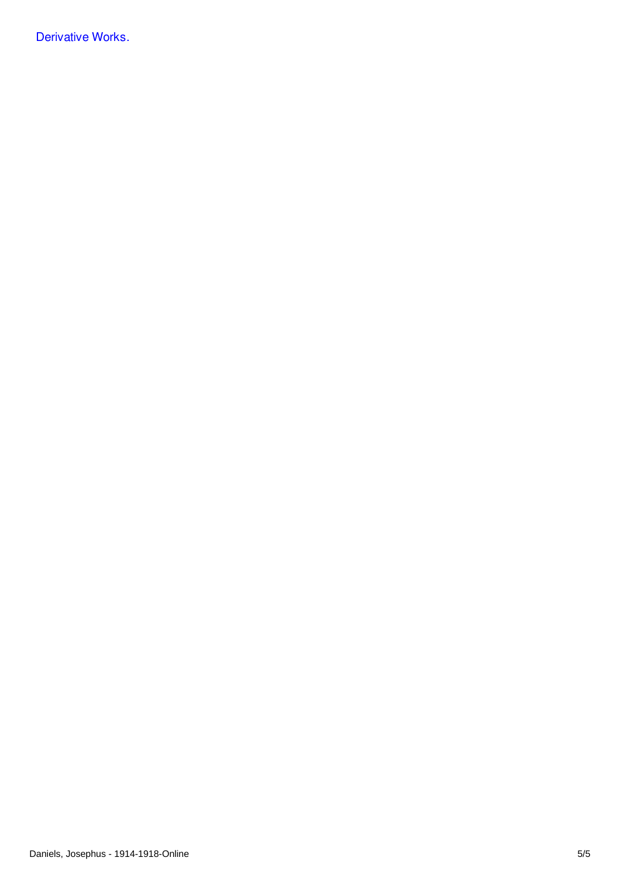Derivative Works.